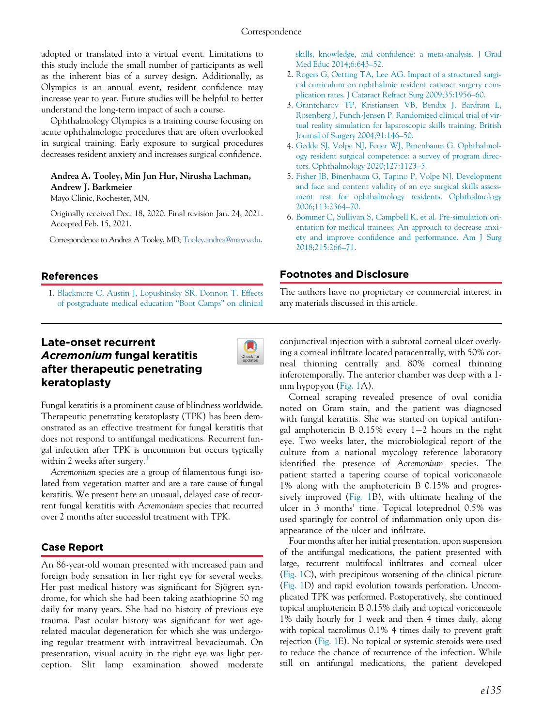adopted or translated into a virtual event. Limitations to this study include the small number of participants as well as the inherent bias of a survey design. Additionally, as Olympics is an annual event, resident confidence may increase year to year. Future studies will be helpful to better understand the long-term impact of such a course.

Ophthalmology Olympics is a training course focusing on acute ophthalmologic procedures that are often overlooked in surgical training. Early exposure to surgical procedures decreases resident anxiety and increases surgical confidence.

**Andrea A. Tooley, Min Jun Hur, Nirusha Lachman, Andrew J. Barkmeier**
Mayo Clinic, Rochester, MN.

Originally received Dec. 18, 2020. Final revision Jan. 24, 2021. Accepted Feb. 15, 2021.

Correspondence to Andrea A Tooley, MD; Tooley.andrea@mayo.edu.

## References

1. Blackmore C, Austin J, Lopushinsky SR, Donnon T. Effects of postgraduate medical education "Boot Camps" on clinical skills, knowledge, and confidence: a meta-analysis. J Grad Med Educ 2014;6:643–52.
2. Rogers G, Oetting TA, Lee AG. Impact of a structured surgical curriculum on ophthalmic resident cataract surgery complication rates. J Cataract Refract Surg 2009;35:1956–60.
3. Grantcharov TP, Kristiansen VB, Bendix J, Bardram L, Rosenberg J, Funch-Jensen P. Randomized clinical trial of virtual reality simulation for laparoscopic skills training. British Journal of Surgery 2004;91:146–50.
4. Gedde SJ, Volpe NJ, Feuer WJ, Binenbaum G. Ophthalmology resident surgical competence: a survey of program directors. Ophthalmology 2020;127:1123–5.
5. Fisher JB, Binenbaum G, Tapino P, Volpe NJ. Development and face and content validity of an eye surgical skills assessment test for ophthalmology residents. Ophthalmology 2006;113:2364–70.
6. Bommer C, Sullivan S, Campbell K, et al. Pre-simulation orientation for medical trainees: An approach to decrease anxiety and improve confidence and performance. Am J Surg 2018;215:266–71.

## Footnotes and Disclosure

The authors have no proprietary or commercial interest in any materials discussed in this article.

# Late-onset recurrent *Acremonium* fungal keratitis after therapeutic penetrating keratoplasty

Fungal keratitis is a prominent cause of blindness worldwide. Therapeutic penetrating keratoplasty (TPK) has been demonstrated as an effective treatment for fungal keratitis that does not respond to antifungal medications. Recurrent fungal infection after TPK is uncommon but occurs typically within 2 weeks after surgery.[1]

*Acremonium* species are a group of filamentous fungi isolated from vegetation matter and are a rare cause of fungal keratitis. We present here an unusual, delayed case of recurrent fungal keratitis with *Acremonium* species that recurred over 2 months after successful treatment with TPK.

## Case Report

An 86-year-old woman presented with increased pain and foreign body sensation in her right eye for several weeks. Her past medical history was significant for Sjögren syndrome, for which she had been taking azathioprine 50 mg daily for many years. She had no history of previous eye trauma. Past ocular history was significant for wet age-related macular degeneration for which she was undergoing regular treatment with intravitreal bevacizumab. On presentation, visual acuity in the right eye was light perception. Slit lamp examination showed moderate conjunctival injection with a subtotal corneal ulcer overlying a corneal infiltrate located paracentrally, with 50% corneal thinning centrally and 80% corneal thinning inferotemporally. The anterior chamber was deep with a 1-mm hypopyon (Fig. 1A).

Corneal scraping revealed presence of oval conidia noted on Gram stain, and the patient was diagnosed with fungal keratitis. She was started on topical antifungal amphotericin B 0.15% every 1−2 hours in the right eye. Two weeks later, the microbiological report of the culture from a national mycology reference laboratory identified the presence of *Acremonium* species. The patient started a tapering course of topical voriconazole 1% along with the amphotericin B 0.15% and progressively improved (Fig. 1B), with ultimate healing of the ulcer in 3 months' time. Topical loteprednol 0.5% was used sparingly for control of inflammation only upon disappearance of the ulcer and infiltrate.

Four months after her initial presentation, upon suspension of the antifungal medications, the patient presented with large, recurrent multifocal infiltrates and corneal ulcer (Fig. 1C), with precipitous worsening of the clinical picture (Fig. 1D) and rapid evolution towards perforation. Uncomplicated TPK was performed. Postoperatively, she continued topical amphotericin B 0.15% daily and topical voriconazole 1% daily hourly for 1 week and then 4 times daily, along with topical tacrolimus 0.1% 4 times daily to prevent graft rejection (Fig. 1E). No topical or systemic steroids were used to reduce the chance of recurrence of the infection. While still on antifungal medications, the patient developed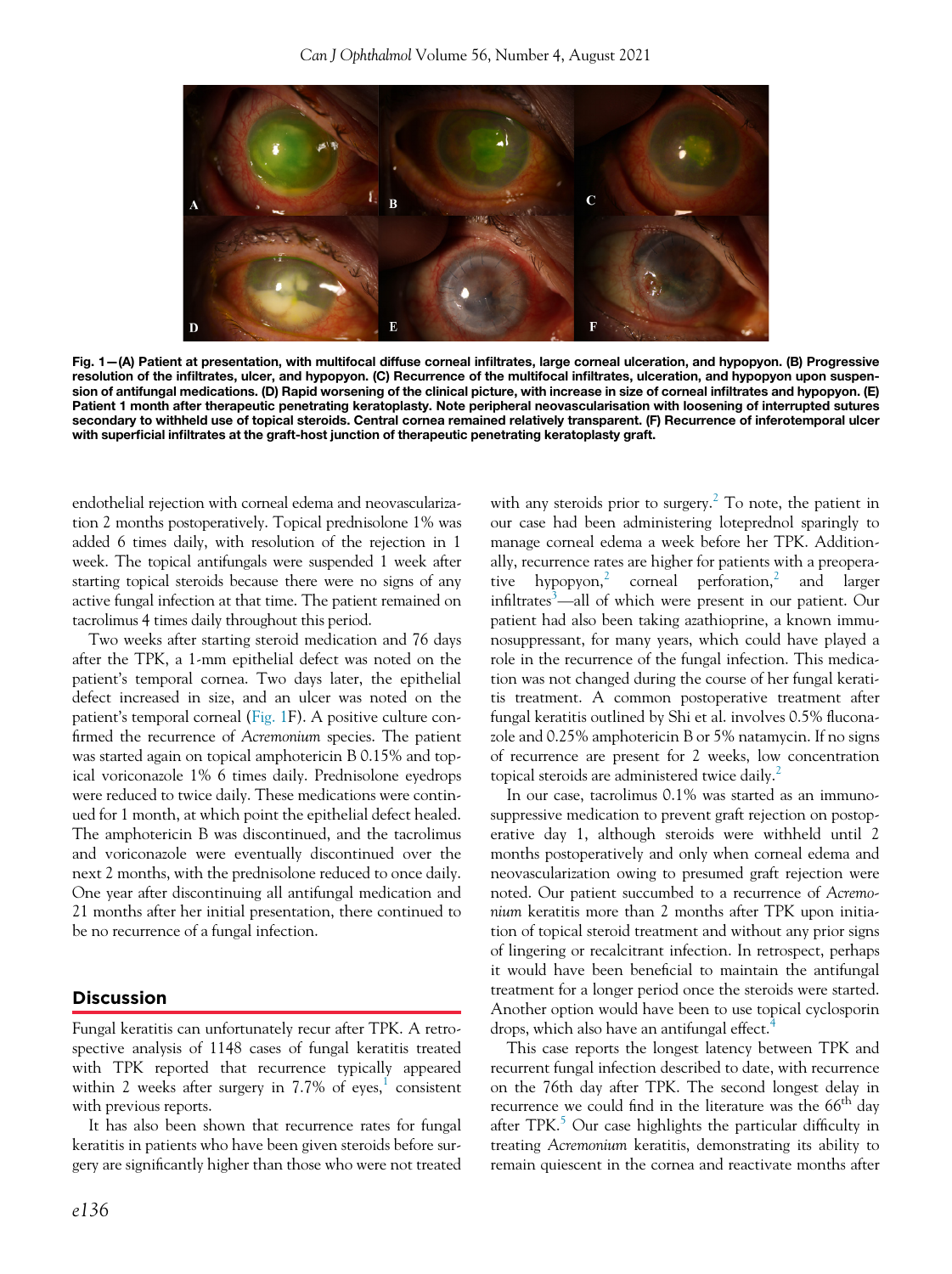Fig. 1—(A) Patient at presentation, with multifocal diffuse corneal infiltrates, large corneal ulceration, and hypopyon. (B) Progressive resolution of the infiltrates, ulcer, and hypopyon. (C) Recurrence of the multifocal infiltrates, ulceration, and hypopyon upon suspension of antifungal medications. (D) Rapid worsening of the clinical picture, with increase in size of corneal infiltrates and hypopyon. (E) Patient 1 month after therapeutic penetrating keratoplasty. Note peripheral neovascularisation with loosening of interrupted sutures secondary to withheld use of topical steroids. Central cornea remained relatively transparent. (F) Recurrence of inferotemporal ulcer with superficial infiltrates at the graft-host junction of therapeutic penetrating keratoplasty graft.

endothelial rejection with corneal edema and neovascularization 2 months postoperatively. Topical prednisolone 1% was added 6 times daily, with resolution of the rejection in 1 week. The topical antifungals were suspended 1 week after starting topical steroids because there were no signs of any active fungal infection at that time. The patient remained on tacrolimus 4 times daily throughout this period.

Two weeks after starting steroid medication and 76 days after the TPK, a 1-mm epithelial defect was noted on the patient's temporal cornea. Two days later, the epithelial defect increased in size, and an ulcer was noted on the patient's temporal corneal (Fig. 1F). A positive culture confirmed the recurrence of *Acremonium* species. The patient was started again on topical amphotericin B 0.15% and topical voriconazole 1% 6 times daily. Prednisolone eyedrops were reduced to twice daily. These medications were continued for 1 month, at which point the epithelial defect healed. The amphotericin B was discontinued, and the tacrolimus and voriconazole were eventually discontinued over the next 2 months, with the prednisolone reduced to once daily. One year after discontinuing all antifungal medication and 21 months after her initial presentation, there continued to be no recurrence of a fungal infection.

## Discussion

Fungal keratitis can unfortunately recur after TPK. A retrospective analysis of 1148 cases of fungal keratitis treated with TPK reported that recurrence typically appeared within 2 weeks after surgery in 7.7% of eyes,[1] consistent with previous reports.

It has also been shown that recurrence rates for fungal keratitis in patients who have been given steroids before surgery are significantly higher than those who were not treated with any steroids prior to surgery.[2] To note, the patient in our case had been administering loteprednol sparingly to manage corneal edema a week before her TPK. Additionally, recurrence rates are higher for patients with a preoperative hypopyon,[2] corneal perforation,[2] and larger infiltrates[3]—all of which were present in our patient. Our patient had also been taking azathioprine, a known immunosuppressant, for many years, which could have played a role in the recurrence of the fungal infection. This medication was not changed during the course of her fungal keratitis treatment. A common postoperative treatment after fungal keratitis outlined by Shi et al. involves 0.5% fluconazole and 0.25% amphotericin B or 5% natamycin. If no signs of recurrence are present for 2 weeks, low concentration topical steroids are administered twice daily.[2]

In our case, tacrolimus 0.1% was started as an immunosuppressive medication to prevent graft rejection on postoperative day 1, although steroids were withheld until 2 months postoperatively and only when corneal edema and neovascularization owing to presumed graft rejection were noted. Our patient succumbed to a recurrence of *Acremonium* keratitis more than 2 months after TPK upon initiation of topical steroid treatment and without any prior signs of lingering or recalcitrant infection. In retrospect, perhaps it would have been beneficial to maintain the antifungal treatment for a longer period once the steroids were started. Another option would have been to use topical cyclosporin drops, which also have an antifungal effect.[4]

This case reports the longest latency between TPK and recurrent fungal infection described to date, with recurrence on the 76th day after TPK. The second longest delay in recurrence we could find in the literature was the 66th day after TPK.[5] Our case highlights the particular difficulty in treating *Acremonium* keratitis, demonstrating its ability to remain quiescent in the cornea and reactivate months after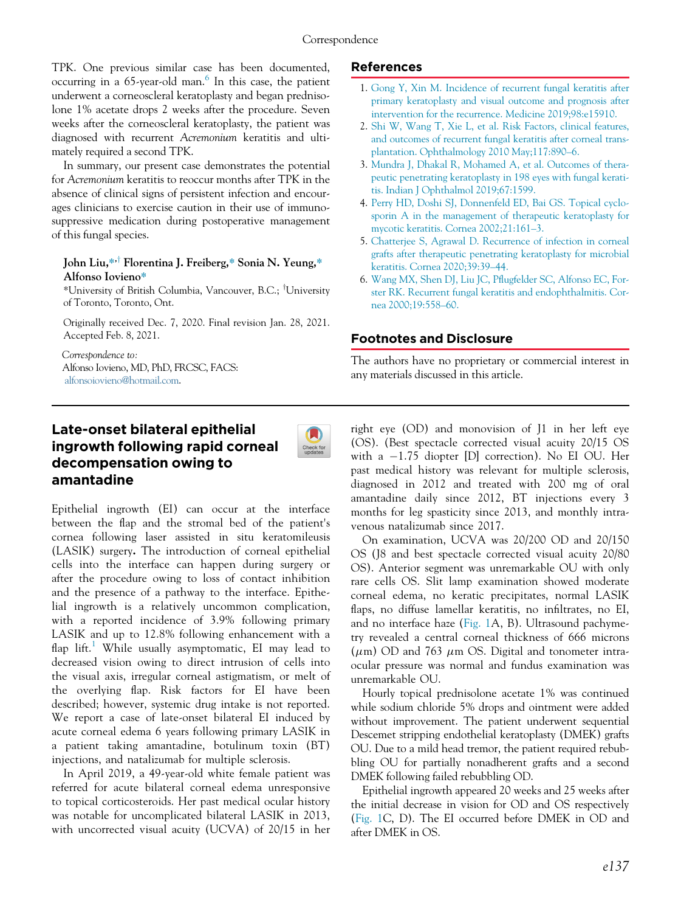TPK. One previous similar case has been documented, occurring in a 65-year-old man.[6] In this case, the patient underwent a corneoscleral keratoplasty and began prednisolone 1% acetate drops 2 weeks after the procedure. Seven weeks after the corneoscleral keratoplasty, the patient was diagnosed with recurrent *Acremonium* keratitis and ultimately required a second TPK.

In summary, our present case demonstrates the potential for *Acremonium* keratitis to reoccur months after TPK in the absence of clinical signs of persistent infection and encourages clinicians to exercise caution in their use of immunosuppressive medication during postoperative management of this fungal species.

**John Liu,[*,†] Florentina J. Freiberg,[*] Sonia N. Yeung,[*] Alfonso Iovieno[*]**
[*]University of British Columbia, Vancouver, B.C.; [†]University of Toronto, Toronto, Ont.

Originally received Dec. 7, 2020. Final revision Jan. 28, 2021. Accepted Feb. 8, 2021.

*Correspondence to:*
Alfonso Iovieno, MD, PhD, FRCSC, FACS: alfonsoiovieno@hotmail.com.

## References

1. Gong Y, Xin M. Incidence of recurrent fungal keratitis after primary keratoplasty and visual outcome and prognosis after intervention for the recurrence. Medicine 2019;98:e15910.
2. Shi W, Wang T, Xie L, et al. Risk Factors, clinical features, and outcomes of recurrent fungal keratitis after corneal transplantation. Ophthalmology 2010 May;117:890–6.
3. Mundra J, Dhakal R, Mohamed A, et al. Outcomes of therapeutic penetrating keratoplasty in 198 eyes with fungal keratitis. Indian J Ophthalmol 2019;67:1599.
4. Perry HD, Doshi SJ, Donnenfeld ED, Bai GS. Topical cyclosporin A in the management of therapeutic keratoplasty for mycotic keratitis. Cornea 2002;21:161–3.
5. Chatterjee S, Agrawal D. Recurrence of infection in corneal grafts after therapeutic penetrating keratoplasty for microbial keratitis. Cornea 2020;39:39–44.
6. Wang MX, Shen DJ, Liu JC, Pflugfelder SC, Alfonso EC, Forster RK. Recurrent fungal keratitis and endophthalmitis. Cornea 2000;19:558–60.

## Footnotes and Disclosure

The authors have no proprietary or commercial interest in any materials discussed in this article.

---

## Late-onset bilateral epithelial ingrowth following rapid corneal decompensation owing to amantadine

Epithelial ingrowth (EI) can occur at the interface between the flap and the stromal bed of the patient's cornea following laser assisted in situ keratomileusis (LASIK) surgery**.** The introduction of corneal epithelial cells into the interface can happen during surgery or after the procedure owing to loss of contact inhibition and the presence of a pathway to the interface. Epithelial ingrowth is a relatively uncommon complication, with a reported incidence of 3.9% following primary LASIK and up to 12.8% following enhancement with a flap lift.[1] While usually asymptomatic, EI may lead to decreased vision owing to direct intrusion of cells into the visual axis, irregular corneal astigmatism, or melt of the overlying flap. Risk factors for EI have been described; however, systemic drug intake is not reported. We report a case of late-onset bilateral EI induced by acute corneal edema 6 years following primary LASIK in a patient taking amantadine, botulinum toxin (BT) injections, and natalizumab for multiple sclerosis.

In April 2019, a 49-year-old white female patient was referred for acute bilateral corneal edema unresponsive to topical corticosteroids. Her past medical ocular history was notable for uncomplicated bilateral LASIK in 2013, with uncorrected visual acuity (UCVA) of 20/15 in her right eye (OD) and monovision of J1 in her left eye (OS). (Best spectacle corrected visual acuity 20/15 OS with a −1.75 diopter [D] correction). No EI OU. Her past medical history was relevant for multiple sclerosis, diagnosed in 2012 and treated with 200 mg of oral amantadine daily since 2012, BT injections every 3 months for leg spasticity since 2013, and monthly intravenous natalizumab since 2017.

On examination, UCVA was 20/200 OD and 20/150 OS (J8 and best spectacle corrected visual acuity 20/80 OS). Anterior segment was unremarkable OU with only rare cells OS. Slit lamp examination showed moderate corneal edema, no keratic precipitates, normal LASIK flaps, no diffuse lamellar keratitis, no infiltrates, no EI, and no interface haze (Fig. 1A, B). Ultrasound pachymetry revealed a central corneal thickness of 666 microns ($\mu$m) OD and 763 $\mu$m OS. Digital and tonometer intraocular pressure was normal and fundus examination was unremarkable OU.

Hourly topical prednisolone acetate 1% was continued while sodium chloride 5% drops and ointment were added without improvement. The patient underwent sequential Descemet stripping endothelial keratoplasty (DMEK) grafts OU. Due to a mild head tremor, the patient required rebubbling OU for partially nonadherent grafts and a second DMEK following failed rebubbling OD.

Epithelial ingrowth appeared 20 weeks and 25 weeks after the initial decrease in vision for OD and OS respectively (Fig. 1C, D). The EI occurred before DMEK in OD and after DMEK in OS.